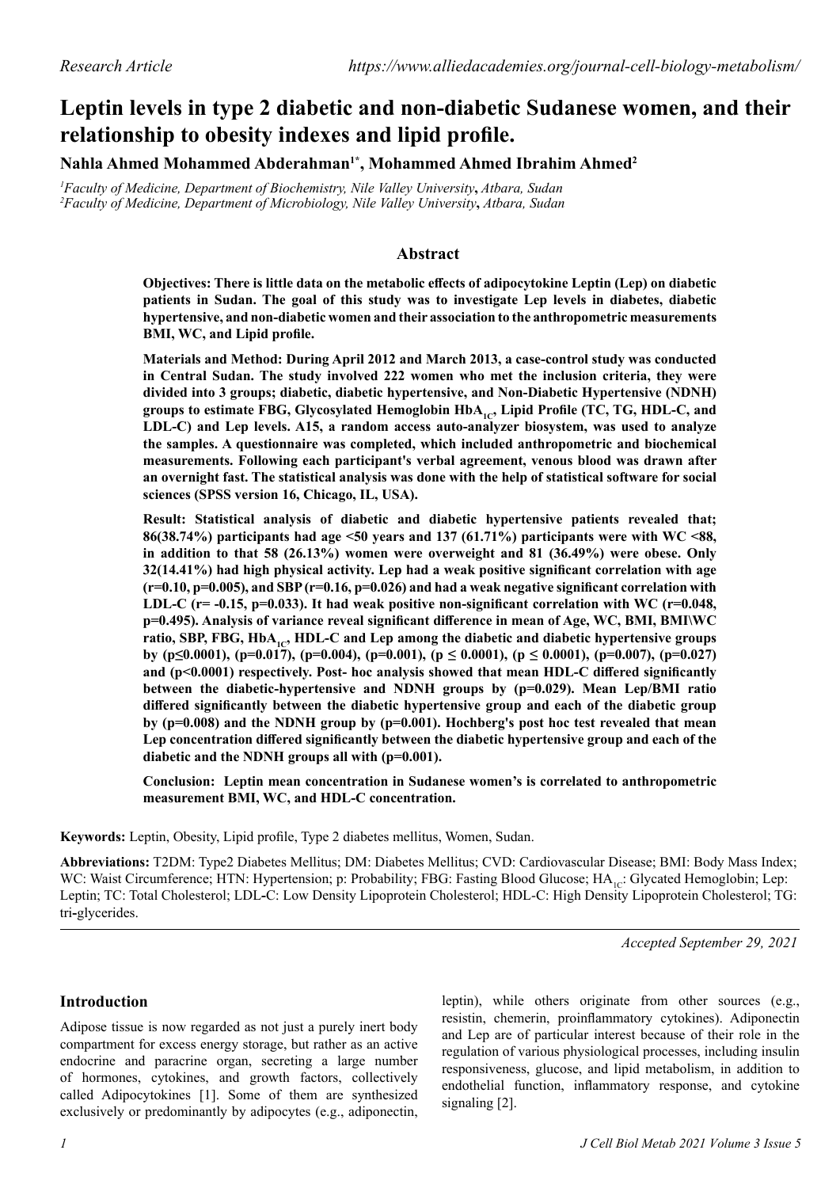Research Article

# Leptin levels in type 2 diabetic and non-diabetic Sudanese women, and their relationship to obesity indexes and lipid profile.

**Nahla Ahmed Mohammed Abderahman[1*], Mohammed Ahmed Ibrahim Ahmed[2]**

[1]*Faculty of Medicine, Department of Biochemistry, Nile Valley University, Atbara, Sudan*
[2]*Faculty of Medicine, Department of Microbiology, Nile Valley University, Atbara, Sudan*

## Abstract

**Objectives: There is little data on the metabolic effects of adipocytokine Leptin (Lep) on diabetic patients in Sudan. The goal of this study was to investigate Lep levels in diabetes, diabetic hypertensive, and non-diabetic women and their association to the anthropometric measurements BMI, WC, and Lipid profile.**

**Materials and Method: During April 2012 and March 2013, a case-control study was conducted in Central Sudan. The study involved 222 women who met the inclusion criteria, they were divided into 3 groups; diabetic, diabetic hypertensive, and Non-Diabetic Hypertensive (NDNH) groups to estimate FBG, Glycosylated Hemoglobin $HbA_{1C}$, Lipid Profile (TC, TG, HDL-C, and LDL-C) and Lep levels. A15, a random access auto-analyzer biosystem, was used to analyze the samples. A questionnaire was completed, which included anthropometric and biochemical measurements. Following each participant's verbal agreement, venous blood was drawn after an overnight fast. The statistical analysis was done with the help of statistical software for social sciences (SPSS version 16, Chicago, IL, USA).**

**Result: Statistical analysis of diabetic and diabetic hypertensive patients revealed that; 86(38.74%) participants had age <50 years and 137 (61.71%) participants were with WC <88, in addition to that 58 (26.13%) women were overweight and 81 (36.49%) were obese. Only 32(14.41%) had high physical activity. Lep had a weak positive significant correlation with age (r=0.10, p=0.005), and SBP (r=0.16, p=0.026) and had a weak negative significant correlation with LDL-C (r= -0.15, p=0.033). It had weak positive non-significant correlation with WC (r=0.048, p=0.495). Analysis of variance reveal significant difference in mean of Age, WC, BMI, BMI\WC ratio, SBP, FBG, $HbA_{1C}$, HDL-C and Lep among the diabetic and diabetic hypertensive groups by (p≤0.0001), (p=0.017), (p=0.004), (p=0.001), (p ≤ 0.0001), (p ≤ 0.0001), (p=0.007), (p=0.027) and (p<0.0001) respectively. Post- hoc analysis showed that mean HDL-C differed significantly between the diabetic-hypertensive and NDNH groups by (p=0.029). Mean Lep/BMI ratio differed significantly between the diabetic hypertensive group and each of the diabetic group by (p=0.008) and the NDNH group by (p=0.001). Hochberg's post hoc test revealed that mean Lep concentration differed significantly between the diabetic hypertensive group and each of the diabetic and the NDNH groups all with (p=0.001).**

**Conclusion: Leptin mean concentration in Sudanese women's is correlated to anthropometric measurement BMI, WC, and HDL-C concentration.**

**Keywords:** Leptin, Obesity, Lipid profile, Type 2 diabetes mellitus, Women, Sudan.

**Abbreviations:** T2DM: Type2 Diabetes Mellitus; DM: Diabetes Mellitus; CVD: Cardiovascular Disease; BMI: Body Mass Index; WC: Waist Circumference; HTN: Hypertension; p: Probability; FBG: Fasting Blood Glucose; $HA_{1C}$: Glycated Hemoglobin; Lep: Leptin; TC: Total Cholesterol; LDL-C: Low Density Lipoprotein Cholesterol; HDL-C: High Density Lipoprotein Cholesterol; TG: tri-glycerides.

*Accepted September 29, 2021*

## Introduction

Adipose tissue is now regarded as not just a purely inert body compartment for excess energy storage, but rather as an active endocrine and paracrine organ, secreting a large number of hormones, cytokines, and growth factors, collectively called Adipocytokines [1]. Some of them are synthesized exclusively or predominantly by adipocytes (e.g., adiponectin, leptin), while others originate from other sources (e.g., resistin, chemerin, proinflammatory cytokines). Adiponectin and Lep are of particular interest because of their role in the regulation of various physiological processes, including insulin responsiveness, glucose, and lipid metabolism, in addition to endothelial function, inflammatory response, and cytokine signaling [2].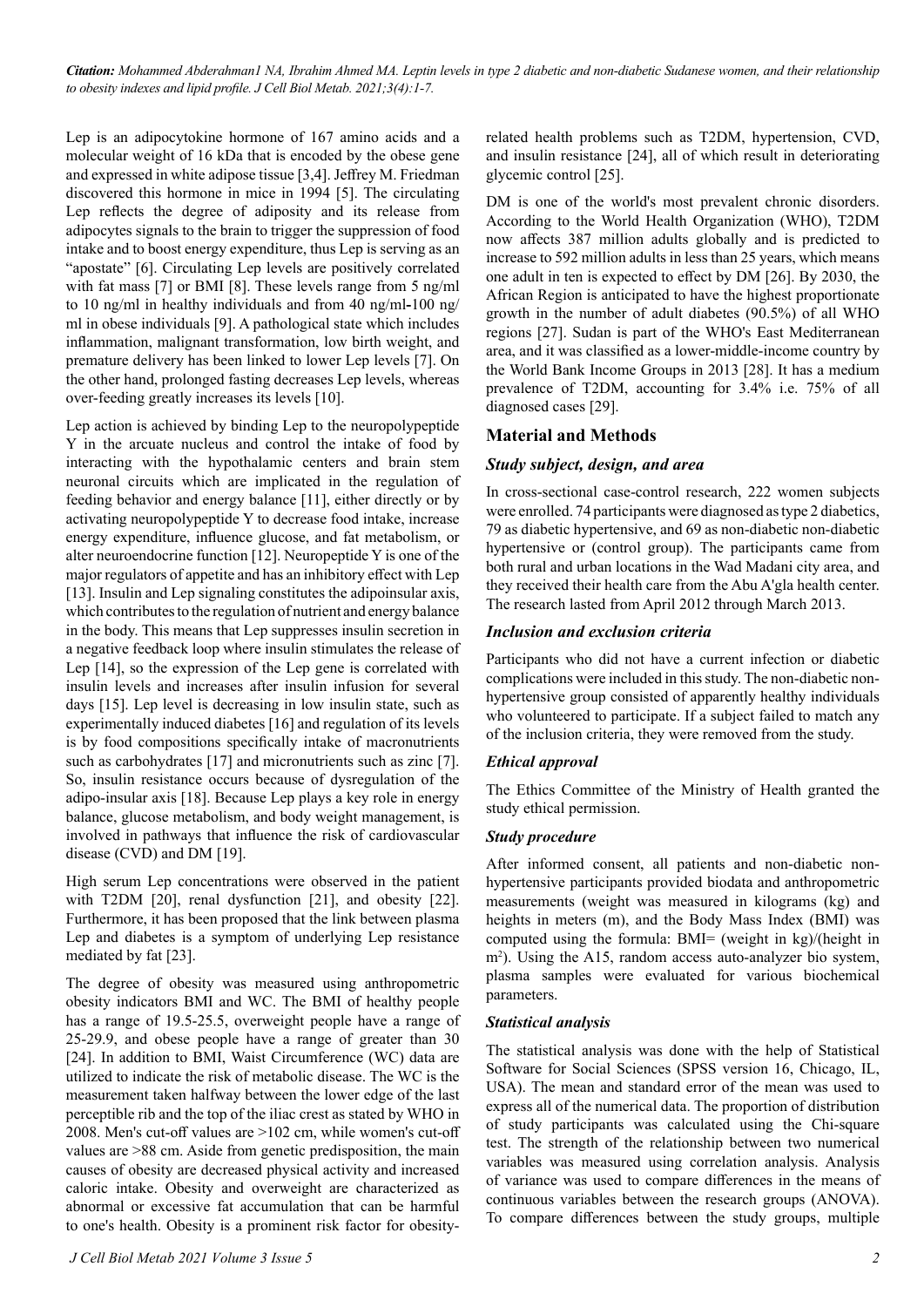Lep is an adipocytokine hormone of 167 amino acids and a molecular weight of 16 kDa that is encoded by the obese gene and expressed in white adipose tissue [3,4]. Jeffrey M. Friedman discovered this hormone in mice in 1994 [5]. The circulating Lep reflects the degree of adiposity and its release from adipocytes signals to the brain to trigger the suppression of food intake and to boost energy expenditure, thus Lep is serving as an "apostate" [6]. Circulating Lep levels are positively correlated with fat mass [7] or BMI [8]. These levels range from 5 ng/ml to 10 ng/ml in healthy individuals and from 40 ng/ml-100 ng/ml in obese individuals [9]. A pathological state which includes inflammation, malignant transformation, low birth weight, and premature delivery has been linked to lower Lep levels [7]. On the other hand, prolonged fasting decreases Lep levels, whereas over-feeding greatly increases its levels [10].

Lep action is achieved by binding Lep to the neuropolypeptide Y in the arcuate nucleus and control the intake of food by interacting with the hypothalamic centers and brain stem neuronal circuits which are implicated in the regulation of feeding behavior and energy balance [11], either directly or by activating neuropolypeptide Y to decrease food intake, increase energy expenditure, influence glucose, and fat metabolism, or alter neuroendocrine function [12]. Neuropeptide Y is one of the major regulators of appetite and has an inhibitory effect with Lep [13]. Insulin and Lep signaling constitutes the adipoinsular axis, which contributes to the regulation of nutrient and energy balance in the body. This means that Lep suppresses insulin secretion in a negative feedback loop where insulin stimulates the release of Lep [14], so the expression of the Lep gene is correlated with insulin levels and increases after insulin infusion for several days [15]. Lep level is decreasing in low insulin state, such as experimentally induced diabetes [16] and regulation of its levels is by food compositions specifically intake of macronutrients such as carbohydrates [17] and micronutrients such as zinc [7]. So, insulin resistance occurs because of dysregulation of the adipo-insular axis [18]. Because Lep plays a key role in energy balance, glucose metabolism, and body weight management, is involved in pathways that influence the risk of cardiovascular disease (CVD) and DM [19].

High serum Lep concentrations were observed in the patient with T2DM [20], renal dysfunction [21], and obesity [22]. Furthermore, it has been proposed that the link between plasma Lep and diabetes is a symptom of underlying Lep resistance mediated by fat [23].

The degree of obesity was measured using anthropometric obesity indicators BMI and WC. The BMI of healthy people has a range of 19.5-25.5, overweight people have a range of 25-29.9, and obese people have a range of greater than 30 [24]. In addition to BMI, Waist Circumference (WC) data are utilized to indicate the risk of metabolic disease. The WC is the measurement taken halfway between the lower edge of the last perceptible rib and the top of the iliac crest as stated by WHO in 2008. Men's cut-off values are >102 cm, while women's cut-off values are >88 cm. Aside from genetic predisposition, the main causes of obesity are decreased physical activity and increased caloric intake. Obesity and overweight are characterized as abnormal or excessive fat accumulation that can be harmful to one's health. Obesity is a prominent risk factor for obesity-related health problems such as T2DM, hypertension, CVD, and insulin resistance [24], all of which result in deteriorating glycemic control [25].

DM is one of the world's most prevalent chronic disorders. According to the World Health Organization (WHO), T2DM now affects 387 million adults globally and is predicted to increase to 592 million adults in less than 25 years, which means one adult in ten is expected to effect by DM [26]. By 2030, the African Region is anticipated to have the highest proportionate growth in the number of adult diabetes (90.5%) of all WHO regions [27]. Sudan is part of the WHO's East Mediterranean area, and it was classified as a lower-middle-income country by the World Bank Income Groups in 2013 [28]. It has a medium prevalence of T2DM, accounting for 3.4% i.e. 75% of all diagnosed cases [29].

## Material and Methods

### *Study subject, design, and area*

In cross-sectional case-control research, 222 women subjects were enrolled. 74 participants were diagnosed as type 2 diabetics, 79 as diabetic hypertensive, and 69 as non-diabetic non-diabetic hypertensive or (control group). The participants came from both rural and urban locations in the Wad Madani city area, and they received their health care from the Abu A'gla health center. The research lasted from April 2012 through March 2013.

### *Inclusion and exclusion criteria*

Participants who did not have a current infection or diabetic complications were included in this study. The non-diabetic non-hypertensive group consisted of apparently healthy individuals who volunteered to participate. If a subject failed to match any of the inclusion criteria, they were removed from the study.

### *Ethical approval*

The Ethics Committee of the Ministry of Health granted the study ethical permission.

### *Study procedure*

After informed consent, all patients and non-diabetic non-hypertensive participants provided biodata and anthropometric measurements (weight was measured in kilograms (kg) and heights in meters (m), and the Body Mass Index (BMI) was computed using the formula: BMI= (weight in kg)/(height in $m^2$). Using the A15, random access auto-analyzer bio system, plasma samples were evaluated for various biochemical parameters.

### *Statistical analysis*

The statistical analysis was done with the help of Statistical Software for Social Sciences (SPSS version 16, Chicago, IL, USA). The mean and standard error of the mean was used to express all of the numerical data. The proportion of distribution of study participants was calculated using the Chi-square test. The strength of the relationship between two numerical variables was measured using correlation analysis. Analysis of variance was used to compare differences in the means of continuous variables between the research groups (ANOVA). To compare differences between the study groups, multiple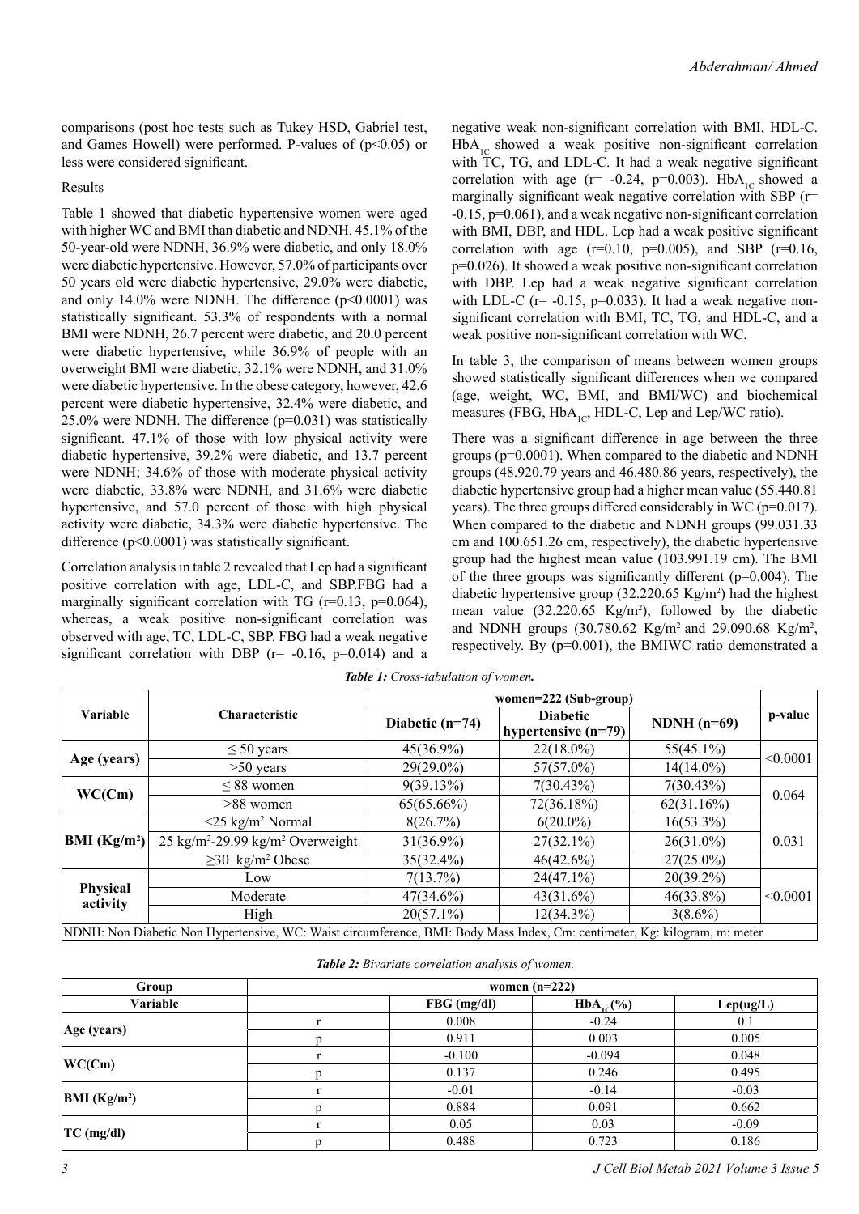comparisons (post hoc tests such as Tukey HSD, Gabriel test, and Games Howell) were performed. P-values of (p<0.05) or less were considered significant.

## Results

Table 1 showed that diabetic hypertensive women were aged with higher WC and BMI than diabetic and NDNH. 45.1% of the 50-year-old were NDNH, 36.9% were diabetic, and only 18.0% were diabetic hypertensive. However, 57.0% of participants over 50 years old were diabetic hypertensive, 29.0% were diabetic, and only 14.0% were NDNH. The difference (p<0.0001) was statistically significant. 53.3% of respondents with a normal BMI were NDNH, 26.7 percent were diabetic, and 20.0 percent were diabetic hypertensive, while 36.9% of people with an overweight BMI were diabetic, 32.1% were NDNH, and 31.0% were diabetic hypertensive. In the obese category, however, 42.6 percent were diabetic hypertensive, 32.4% were diabetic, and 25.0% were NDNH. The difference (p=0.031) was statistically significant. 47.1% of those with low physical activity were diabetic hypertensive, 39.2% were diabetic, and 13.7 percent were NDNH; 34.6% of those with moderate physical activity were diabetic, 33.8% were NDNH, and 31.6% were diabetic hypertensive, and 57.0 percent of those with high physical activity were diabetic, 34.3% were diabetic hypertensive. The difference (p<0.0001) was statistically significant.

Correlation analysis in table 2 revealed that Lep had a significant positive correlation with age, LDL-C, and SBP.FBG had a marginally significant correlation with TG (r=0.13, p=0.064), whereas, a weak positive non-significant correlation was observed with age, TC, LDL-C, SBP. FBG had a weak negative significant correlation with DBP (r= -0.16, p=0.014) and a negative weak non-significant correlation with BMI, HDL-C. $HbA_{1C}$ showed a weak positive non-significant correlation with TC, TG, and LDL-C. It had a weak negative significant correlation with age (r= -0.24, p=0.003). $HbA_{1C}$ showed a marginally significant weak negative correlation with SBP (r= -0.15, p=0.061), and a weak negative non-significant correlation with BMI, DBP, and HDL. Lep had a weak positive significant correlation with age (r=0.10, p=0.005), and SBP (r=0.16, p=0.026). It showed a weak positive non-significant correlation with DBP. Lep had a weak negative significant correlation with LDL-C (r= -0.15, p=0.033). It had a weak negative non-significant correlation with BMI, TC, TG, and HDL-C, and a weak positive non-significant correlation with WC.

In table 3, the comparison of means between women groups showed statistically significant differences when we compared (age, weight, WC, BMI, and BMI/WC) and biochemical measures (FBG, $HbA_{1C}$, HDL-C, Lep and Lep/WC ratio).

There was a significant difference in age between the three groups (p=0.0001). When compared to the diabetic and NDNH groups (48.920.79 years and 46.480.86 years, respectively), the diabetic hypertensive group had a higher mean value (55.440.81 years). The three groups differed considerably in WC (p=0.017). When compared to the diabetic and NDNH groups (99.031.33 cm and 100.651.26 cm, respectively), the diabetic hypertensive group had the highest mean value (103.991.19 cm). The BMI of the three groups was significantly different (p=0.004). The diabetic hypertensive group (32.220.65 $Kg/m^2$) had the highest mean value (32.220.65 $Kg/m^2$), followed by the diabetic and NDNH groups (30.780.62 $Kg/m^2$ and 29.090.68 $Kg/m^2$, respectively. By (p=0.001), the BMIWC ratio demonstrated a

***Table 1:*** *Cross-tabulation of women.*

| Variable | Characteristic | women=222 (Sub-group) | | | p-value |
|---|---|---|---|---|---|
| | | Diabetic (n=74) | Diabetic hypertensive (n=79) | NDNH (n=69) | |
| Age (years) | ≤ 50 years | 45(36.9%) | 22(18.0%) | 55(45.1%) | <0.0001 |
| | >50 years | 29(29.0%) | 57(57.0%) | 14(14.0%) | |
| WC(Cm) | ≤ 88 women | 9(39.13%) | 7(30.43%) | 7(30.43%) | 0.064 |
| | >88 women | 65(65.66%) | 72(36.18%) | 62(31.16%) | |
| BMI ($Kg/m^2$) | <25 $kg/m^2$ Normal | 8(26.7%) | 6(20.0%) | 16(53.3%) | 0.031 |
| | 25 $kg/m^2$-29.99 $kg/m^2$ Overweight | 31(36.9%) | 27(32.1%) | 26(31.0%) | |
| | ≥30 $kg/m^2$ Obese | 35(32.4%) | 46(42.6%) | 27(25.0%) | |
| Physical activity | Low | 7(13.7%) | 24(47.1%) | 20(39.2%) | <0.0001 |
| | Moderate | 47(34.6%) | 43(31.6%) | 46(33.8%) | |
| | High | 20(57.1%) | 12(34.3%) | 3(8.6%) | |

NDNH: Non Diabetic Non Hypertensive, WC: Waist circumference, BMI: Body Mass Index, Cm: centimeter, Kg: kilogram, m: meter

***Table 2:*** *Bivariate correlation analysis of women.*

| Group | | women (n=222) | | |
|---|---|---|---|---|
| Variable | | FBG (mg/dl) | $HbA_{1C}$(%) | Lep(ug/L) |
| Age (years) | r | 0.008 | -0.24 | 0.1 |
| | p | 0.911 | 0.003 | 0.005 |
| WC(Cm) | r | -0.100 | -0.094 | 0.048 |
| | p | 0.137 | 0.246 | 0.495 |
| BMI ($Kg/m^2$) | r | -0.01 | -0.14 | -0.03 |
| | p | 0.884 | 0.091 | 0.662 |
| TC (mg/dl) | r | 0.05 | 0.03 | -0.09 |
| | p | 0.488 | 0.723 | 0.186 |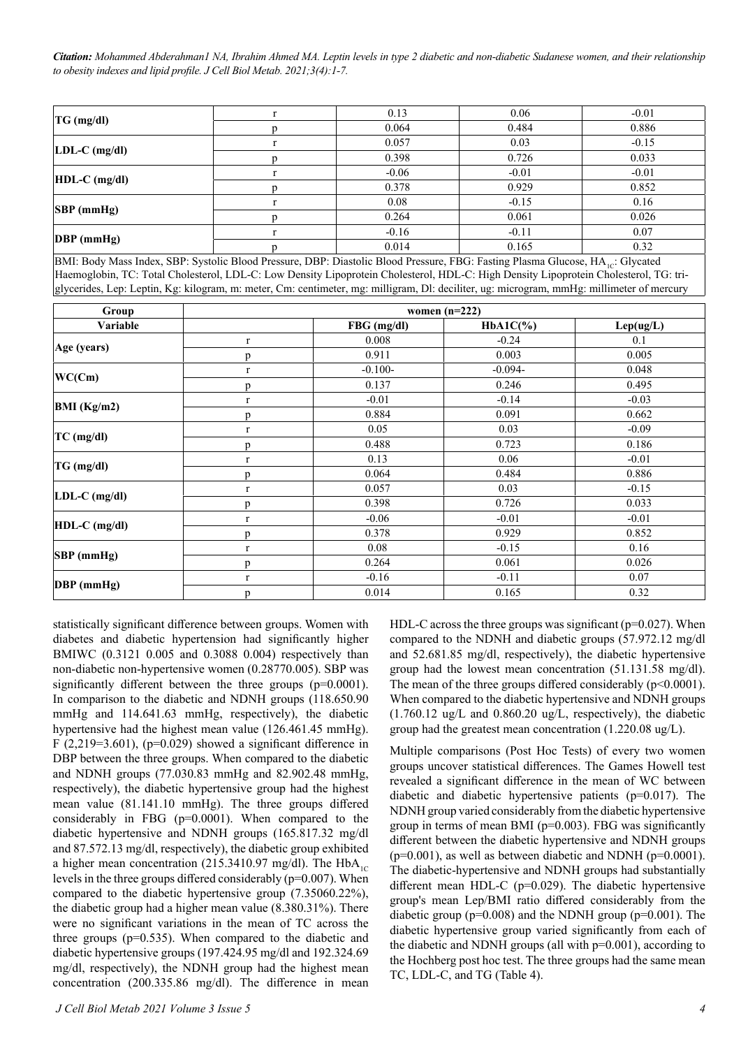| TG (mg/dl) | r | 0.13 | 0.06 | -0.01 |
|---|---|---|---|---|
| | p | 0.064 | 0.484 | 0.886 |
| LDL-C (mg/dl) | r | 0.057 | 0.03 | -0.15 |
| | p | 0.398 | 0.726 | 0.033 |
| HDL-C (mg/dl) | r | -0.06 | -0.01 | -0.01 |
| | p | 0.378 | 0.929 | 0.852 |
| SBP (mmHg) | r | 0.08 | -0.15 | 0.16 |
| | p | 0.264 | 0.061 | 0.026 |
| DBP (mmHg) | r | -0.16 | -0.11 | 0.07 |
| | p | 0.014 | 0.165 | 0.32 |

BMI: Body Mass Index, SBP: Systolic Blood Pressure, DBP: Diastolic Blood Pressure, FBG: Fasting Plasma Glucose, $HA_{1C}$: Glycated Haemoglobin, TC: Total Cholesterol, LDL-C: Low Density Lipoprotein Cholesterol, HDL-C: High Density Lipoprotein Cholesterol, TG: triglycerides, Lep: Leptin, Kg: kilogram, m: meter, Cm: centimeter, mg: milligram, Dl: deciliter, ug: microgram, mmHg: millimeter of mercury

| Group | women (n=222) | | | |
|---|---|---|---|---|
| Variable | | FBG (mg/dl) | HbA1C(%) | Lep(ug/L) |
| Age (years) | r | 0.008 | -0.24 | 0.1 |
| | p | 0.911 | 0.003 | 0.005 |
| WC(Cm) | r | -0.100- | -0.094- | 0.048 |
| | p | 0.137 | 0.246 | 0.495 |
| BMI (Kg/m2) | r | -0.01 | -0.14 | -0.03 |
| | p | 0.884 | 0.091 | 0.662 |
| TC (mg/dl) | r | 0.05 | 0.03 | -0.09 |
| | p | 0.488 | 0.723 | 0.186 |
| TG (mg/dl) | r | 0.13 | 0.06 | -0.01 |
| | p | 0.064 | 0.484 | 0.886 |
| LDL-C (mg/dl) | r | 0.057 | 0.03 | -0.15 |
| | p | 0.398 | 0.726 | 0.033 |
| HDL-C (mg/dl) | r | -0.06 | -0.01 | -0.01 |
| | p | 0.378 | 0.929 | 0.852 |
| SBP (mmHg) | r | 0.08 | -0.15 | 0.16 |
| | p | 0.264 | 0.061 | 0.026 |
| DBP (mmHg) | r | -0.16 | -0.11 | 0.07 |
| | p | 0.014 | 0.165 | 0.32 |

statistically significant difference between groups. Women with diabetes and diabetic hypertension had significantly higher BMIWC (0.3121 0.005 and 0.3088 0.004) respectively than non-diabetic non-hypertensive women (0.28770.005). SBP was significantly different between the three groups (p=0.0001). In comparison to the diabetic and NDNH groups (118.650.90 mmHg and 114.641.63 mmHg, respectively), the diabetic hypertensive had the highest mean value (126.461.45 mmHg). F (2,219=3.601), (p=0.029) showed a significant difference in DBP between the three groups. When compared to the diabetic and NDNH groups (77.030.83 mmHg and 82.902.48 mmHg, respectively), the diabetic hypertensive group had the highest mean value (81.141.10 mmHg). The three groups differed considerably in FBG (p=0.0001). When compared to the diabetic hypertensive and NDNH groups (165.817.32 mg/dl and 87.572.13 mg/dl, respectively), the diabetic group exhibited a higher mean concentration (215.3410.97 mg/dl). The $HbA_{1C}$ levels in the three groups differed considerably (p=0.007). When compared to the diabetic hypertensive group (7.35060.22%), the diabetic group had a higher mean value (8.380.31%). There were no significant variations in the mean of TC across the three groups (p=0.535). When compared to the diabetic and diabetic hypertensive groups (197.424.95 mg/dl and 192.324.69 mg/dl, respectively), the NDNH group had the highest mean concentration (200.335.86 mg/dl). The difference in mean HDL-C across the three groups was significant (p=0.027). When compared to the NDNH and diabetic groups (57.972.12 mg/dl and 52.681.85 mg/dl, respectively), the diabetic hypertensive group had the lowest mean concentration (51.131.58 mg/dl). The mean of the three groups differed considerably (p<0.0001). When compared to the diabetic hypertensive and NDNH groups (1.760.12 ug/L and 0.860.20 ug/L, respectively), the diabetic group had the greatest mean concentration (1.220.08 ug/L).

Multiple comparisons (Post Hoc Tests) of every two women groups uncover statistical differences. The Games Howell test revealed a significant difference in the mean of WC between diabetic and diabetic hypertensive patients (p=0.017). The NDNH group varied considerably from the diabetic hypertensive group in terms of mean BMI (p=0.003). FBG was significantly different between the diabetic hypertensive and NDNH groups (p=0.001), as well as between diabetic and NDNH (p=0.0001). The diabetic-hypertensive and NDNH groups had substantially different mean HDL-C (p=0.029). The diabetic hypertensive group's mean Lep/BMI ratio differed considerably from the diabetic group (p=0.008) and the NDNH group (p=0.001). The diabetic hypertensive group varied significantly from each of the diabetic and NDNH groups (all with p=0.001), according to the Hochberg post hoc test. The three groups had the same mean TC, LDL-C, and TG (Table 4).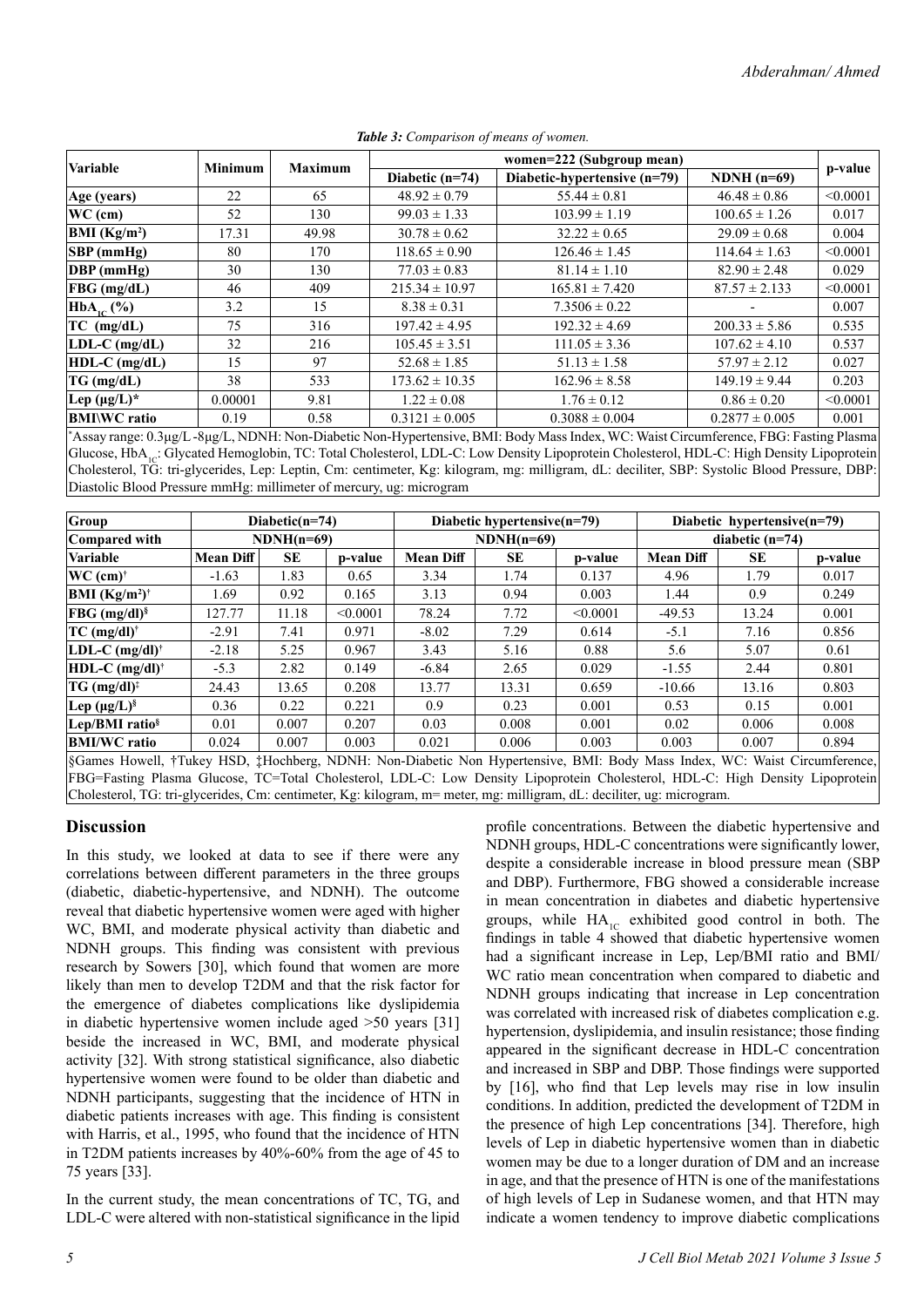***Table 3:** Comparison of means of women.*

| Variable | Minimum | Maximum | women=222 (Subgroup mean) | | | p-value |
|---|---|---|---|---|---|---|
| | | | Diabetic (n=74) | Diabetic-hypertensive (n=79) | NDNH (n=69) | |
| **Age (years)** | 22 | 65 | 48.92 ± 0.79 | 55.44 ± 0.81 | 46.48 ± 0.86 | <0.0001 |
| **WC (cm)** | 52 | 130 | 99.03 ± 1.33 | 103.99 ± 1.19 | 100.65 ± 1.26 | 0.017 |
| **BMI (Kg/m²)** | 17.31 | 49.98 | 30.78 ± 0.62 | 32.22 ± 0.65 | 29.09 ± 0.68 | 0.004 |
| **SBP (mmHg)** | 80 | 170 | 118.65 ± 0.90 | 126.46 ± 1.45 | 114.64 ± 1.63 | <0.0001 |
| **DBP (mmHg)** | 30 | 130 | 77.03 ± 0.83 | 81.14 ± 1.10 | 82.90 ± 2.48 | 0.029 |
| **FBG (mg/dL)** | 46 | 409 | 215.34 ± 10.97 | 165.81 ± 7.420 | 87.57 ± 2.133 | <0.0001 |
| **$HbA_{1C}$ (%)** | 3.2 | 15 | 8.38 ± 0.31 | 7.3506 ± 0.22 | - | 0.007 |
| **TC (mg/dL)** | 75 | 316 | 197.42 ± 4.95 | 192.32 ± 4.69 | 200.33 ± 5.86 | 0.535 |
| **LDL-C (mg/dL)** | 32 | 216 | 105.45 ± 3.51 | 111.05 ± 3.36 | 107.62 ± 4.10 | 0.537 |
| **HDL-C (mg/dL)** | 15 | 97 | 52.68 ± 1.85 | 51.13 ± 1.58 | 57.97 ± 2.12 | 0.027 |
| **TG (mg/dL)** | 38 | 533 | 173.62 ± 10.35 | 162.96 ± 8.58 | 149.19 ± 9.44 | 0.203 |
| **Lep (μg/L)*** | 0.00001 | 9.81 | 1.22 ± 0.08 | 1.76 ± 0.12 | 0.86 ± 0.20 | <0.0001 |
| **BMI\WC ratio** | 0.19 | 0.58 | 0.3121 ± 0.005 | 0.3088 ± 0.004 | 0.2877 ± 0.005 | 0.001 |

*Assay range: 0.3μg/L -8μg/L, NDNH: Non-Diabetic Non-Hypertensive, BMI: Body Mass Index, WC: Waist Circumference, FBG: Fasting Plasma Glucose, $HbA_{1C}$: Glycated Hemoglobin, TC: Total Cholesterol, LDL-C: Low Density Lipoprotein Cholesterol, HDL-C: High Density Lipoprotein Cholesterol, TG: tri-glycerides, Lep: Leptin, Cm: centimeter, Kg: kilogram, mg: milligram, dL: deciliter, SBP: Systolic Blood Pressure, DBP: Diastolic Blood Pressure mmHg: millimeter of mercury, ug: microgram

| Group | Diabetic(n=74) | | | Diabetic hypertensive(n=79) | | | Diabetic hypertensive(n=79) | | |
|---|---|---|---|---|---|---|---|---|---|
| **Compared with** | NDNH(n=69) | | | NDNH(n=69) | | | diabetic (n=74) | | |
| **Variable** | Mean Diff | SE | p-value | Mean Diff | SE | p-value | Mean Diff | SE | p-value |
| **WC (cm)†** | -1.63 | 1.83 | 0.65 | 3.34 | 1.74 | 0.137 | 4.96 | 1.79 | 0.017 |
| **BMI (Kg/m²)†** | 1.69 | 0.92 | 0.165 | 3.13 | 0.94 | 0.003 | 1.44 | 0.9 | 0.249 |
| **FBG (mg/dl)§** | 127.77 | 11.18 | <0.0001 | 78.24 | 7.72 | <0.0001 | -49.53 | 13.24 | 0.001 |
| **TC (mg/dl)†** | -2.91 | 7.41 | 0.971 | -8.02 | 7.29 | 0.614 | -5.1 | 7.16 | 0.856 |
| **LDL-C (mg/dl)†** | -2.18 | 5.25 | 0.967 | 3.43 | 5.16 | 0.88 | 5.6 | 5.07 | 0.61 |
| **HDL-C (mg/dl)†** | -5.3 | 2.82 | 0.149 | -6.84 | 2.65 | 0.029 | -1.55 | 2.44 | 0.801 |
| **TG (mg/dl)‡** | 24.43 | 13.65 | 0.208 | 13.77 | 13.31 | 0.659 | -10.66 | 13.16 | 0.803 |
| **Lep (μg/L)§** | 0.36 | 0.22 | 0.221 | 0.9 | 0.23 | 0.001 | 0.53 | 0.15 | 0.001 |
| **Lep/BMI ratio§** | 0.01 | 0.007 | 0.207 | 0.03 | 0.008 | 0.001 | 0.02 | 0.006 | 0.008 |
| **BMI/WC ratio** | 0.024 | 0.007 | 0.003 | 0.021 | 0.006 | 0.003 | 0.003 | 0.007 | 0.894 |

§Games Howell, †Tukey HSD, ‡Hochberg, NDNH: Non-Diabetic Non Hypertensive, BMI: Body Mass Index, WC: Waist Circumference, FBG=Fasting Plasma Glucose, TC=Total Cholesterol, LDL-C: Low Density Lipoprotein Cholesterol, HDL-C: High Density Lipoprotein Cholesterol, TG: tri-glycerides, Cm: centimeter, Kg: kilogram, m= meter, mg: milligram, dL: deciliter, ug: microgram.

## Discussion

In this study, we looked at data to see if there were any correlations between different parameters in the three groups (diabetic, diabetic-hypertensive, and NDNH). The outcome reveal that diabetic hypertensive women were aged with higher WC, BMI, and moderate physical activity than diabetic and NDNH groups. This finding was consistent with previous research by Sowers [30], which found that women are more likely than men to develop T2DM and that the risk factor for the emergence of diabetes complications like dyslipidemia in diabetic hypertensive women include aged >50 years [31] beside the increased in WC, BMI, and moderate physical activity [32]. With strong statistical significance, also diabetic hypertensive women were found to be older than diabetic and NDNH participants, suggesting that the incidence of HTN in diabetic patients increases with age. This finding is consistent with Harris, et al., 1995, who found that the incidence of HTN in T2DM patients increases by 40%-60% from the age of 45 to 75 years [33].

In the current study, the mean concentrations of TC, TG, and LDL-C were altered with non-statistical significance in the lipid profile concentrations. Between the diabetic hypertensive and NDNH groups, HDL-C concentrations were significantly lower, despite a considerable increase in blood pressure mean (SBP and DBP). Furthermore, FBG showed a considerable increase in mean concentration in diabetes and diabetic hypertensive groups, while $HA_{1C}$ exhibited good control in both. The findings in table 4 showed that diabetic hypertensive women had a significant increase in Lep, Lep/BMI ratio and BMI/WC ratio mean concentration when compared to diabetic and NDNH groups indicating that increase in Lep concentration was correlated with increased risk of diabetes complication e.g. hypertension, dyslipidemia, and insulin resistance; those finding appeared in the significant decrease in HDL-C concentration and increased in SBP and DBP. Those findings were supported by [16], who find that Lep levels may rise in low insulin conditions. In addition, predicted the development of T2DM in the presence of high Lep concentrations [34]. Therefore, high levels of Lep in diabetic hypertensive women than in diabetic women may be due to a longer duration of DM and an increase in age, and that the presence of HTN is one of the manifestations of high levels of Lep in Sudanese women, and that HTN may indicate a women tendency to improve diabetic complications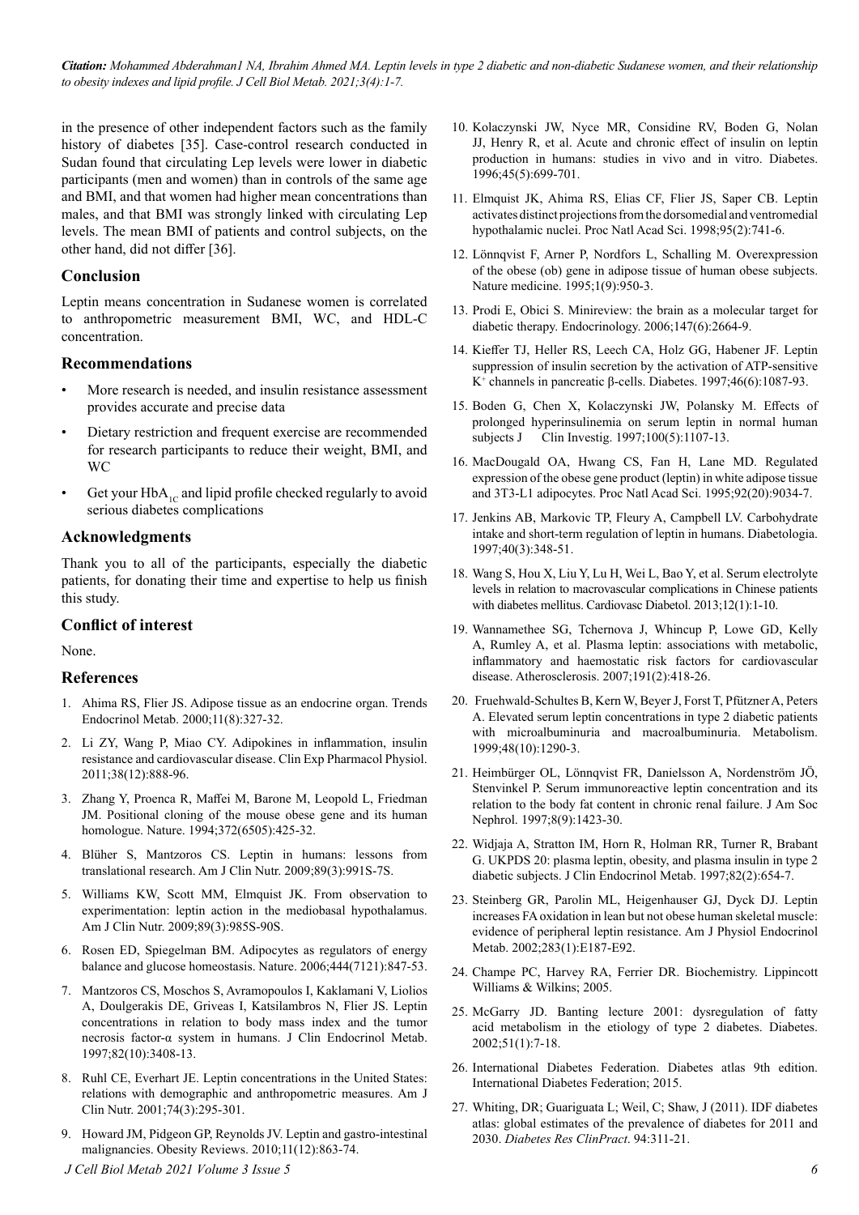in the presence of other independent factors such as the family history of diabetes [35]. Case-control research conducted in Sudan found that circulating Lep levels were lower in diabetic participants (men and women) than in controls of the same age and BMI, and that women had higher mean concentrations than males, and that BMI was strongly linked with circulating Lep levels. The mean BMI of patients and control subjects, on the other hand, did not differ [36].

## Conclusion

Leptin means concentration in Sudanese women is correlated to anthropometric measurement BMI, WC, and HDL-C concentration.

## Recommendations

- More research is needed, and insulin resistance assessment provides accurate and precise data
- Dietary restriction and frequent exercise are recommended for research participants to reduce their weight, BMI, and WC
- Get your $HbA_{1C}$ and lipid profile checked regularly to avoid serious diabetes complications

## Acknowledgments

Thank you to all of the participants, especially the diabetic patients, for donating their time and expertise to help us finish this study.

## Conflict of interest

None.

## References

1. Ahima RS, Flier JS. Adipose tissue as an endocrine organ. Trends Endocrinol Metab. 2000;11(8):327-32.
2. Li ZY, Wang P, Miao CY. Adipokines in inflammation, insulin resistance and cardiovascular disease. Clin Exp Pharmacol Physiol. 2011;38(12):888-96.
3. Zhang Y, Proenca R, Maffei M, Barone M, Leopold L, Friedman JM. Positional cloning of the mouse obese gene and its human homologue. Nature. 1994;372(6505):425-32.
4. Blüher S, Mantzoros CS. Leptin in humans: lessons from translational research. Am J Clin Nutr. 2009;89(3):991S-7S.
5. Williams KW, Scott MM, Elmquist JK. From observation to experimentation: leptin action in the mediobasal hypothalamus. Am J Clin Nutr. 2009;89(3):985S-90S.
6. Rosen ED, Spiegelman BM. Adipocytes as regulators of energy balance and glucose homeostasis. Nature. 2006;444(7121):847-53.
7. Mantzoros CS, Moschos S, Avramopoulos I, Kaklamani V, Liolios A, Doulgerakis DE, Griveas I, Katsilambros N, Flier JS. Leptin concentrations in relation to body mass index and the tumor necrosis factor-α system in humans. J Clin Endocrinol Metab. 1997;82(10):3408-13.
8. Ruhl CE, Everhart JE. Leptin concentrations in the United States: relations with demographic and anthropometric measures. Am J Clin Nutr. 2001;74(3):295-301.
9. Howard JM, Pidgeon GP, Reynolds JV. Leptin and gastro-intestinal malignancies. Obesity Reviews. 2010;11(12):863-74.
10. Kolaczynski JW, Nyce MR, Considine RV, Boden G, Nolan JJ, Henry R, et al. Acute and chronic effect of insulin on leptin production in humans: studies in vivo and in vitro. Diabetes. 1996;45(5):699-701.
11. Elmquist JK, Ahima RS, Elias CF, Flier JS, Saper CB. Leptin activates distinct projections from the dorsomedial and ventromedial hypothalamic nuclei. Proc Natl Acad Sci. 1998;95(2):741-6.
12. Lönnqvist F, Arner P, Nordfors L, Schalling M. Overexpression of the obese (ob) gene in adipose tissue of human obese subjects. Nature medicine. 1995;1(9):950-3.
13. Prodi E, Obici S. Minireview: the brain as a molecular target for diabetic therapy. Endocrinology. 2006;147(6):2664-9.
14. Kieffer TJ, Heller RS, Leech CA, Holz GG, Habener JF. Leptin suppression of insulin secretion by the activation of ATP-sensitive $K^+$ channels in pancreatic β-cells. Diabetes. 1997;46(6):1087-93.
15. Boden G, Chen X, Kolaczynski JW, Polansky M. Effects of prolonged hyperinsulinemia on serum leptin in normal human subjects J Clin Investig. 1997;100(5):1107-13.
16. MacDougald OA, Hwang CS, Fan H, Lane MD. Regulated expression of the obese gene product (leptin) in white adipose tissue and 3T3-L1 adipocytes. Proc Natl Acad Sci. 1995;92(20):9034-7.
17. Jenkins AB, Markovic TP, Fleury A, Campbell LV. Carbohydrate intake and short-term regulation of leptin in humans. Diabetologia. 1997;40(3):348-51.
18. Wang S, Hou X, Liu Y, Lu H, Wei L, Bao Y, et al. Serum electrolyte levels in relation to macrovascular complications in Chinese patients with diabetes mellitus. Cardiovasc Diabetol. 2013;12(1):1-10.
19. Wannamethee SG, Tchernova J, Whincup P, Lowe GD, Kelly A, Rumley A, et al. Plasma leptin: associations with metabolic, inflammatory and haemostatic risk factors for cardiovascular disease. Atherosclerosis. 2007;191(2):418-26.
20. Fruehwald-Schultes B, Kern W, Beyer J, Forst T, Pfützner A, Peters A. Elevated serum leptin concentrations in type 2 diabetic patients with microalbuminuria and macroalbuminuria. Metabolism. 1999;48(10):1290-3.
21. Heimbürger OL, Lönnqvist FR, Danielsson A, Nordenström JÖ, Stenvinkel P. Serum immunoreactive leptin concentration and its relation to the body fat content in chronic renal failure. J Am Soc Nephrol. 1997;8(9):1423-30.
22. Widjaja A, Stratton IM, Horn R, Holman RR, Turner R, Brabant G. UKPDS 20: plasma leptin, obesity, and plasma insulin in type 2 diabetic subjects. J Clin Endocrinol Metab. 1997;82(2):654-7.
23. Steinberg GR, Parolin ML, Heigenhauser GJ, Dyck DJ. Leptin increases FA oxidation in lean but not obese human skeletal muscle: evidence of peripheral leptin resistance. Am J Physiol Endocrinol Metab. 2002;283(1):E187-E92.
24. Champe PC, Harvey RA, Ferrier DR. Biochemistry. Lippincott Williams & Wilkins; 2005.
25. McGarry JD. Banting lecture 2001: dysregulation of fatty acid metabolism in the etiology of type 2 diabetes. Diabetes. 2002;51(1):7-18.
26. International Diabetes Federation. Diabetes atlas 9th edition. International Diabetes Federation; 2015.
27. Whiting, DR; Guariguata L; Weil, C; Shaw, J (2011). IDF diabetes atlas: global estimates of the prevalence of diabetes for 2011 and 2030. *Diabetes Res ClinPract*. 94:311-21.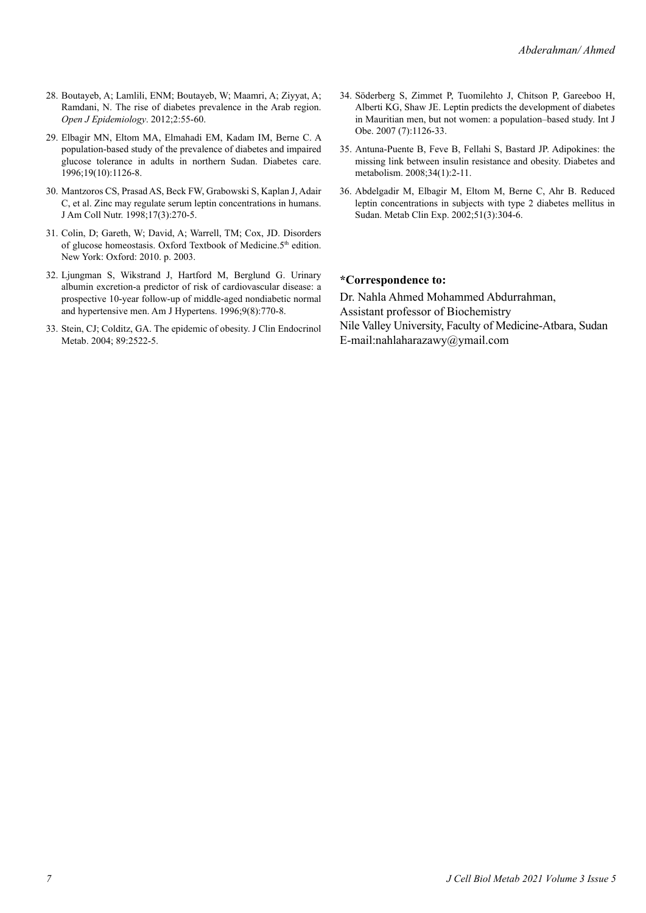28. Boutayeb, A; Lamlili, ENM; Boutayeb, W; Maamri, A; Ziyyat, A; Ramdani, N. The rise of diabetes prevalence in the Arab region. *Open J Epidemiology*. 2012;2:55-60.

29. Elbagir MN, Eltom MA, Elmahadi EM, Kadam IM, Berne C. A population-based study of the prevalence of diabetes and impaired glucose tolerance in adults in northern Sudan. Diabetes care. 1996;19(10):1126-8.

30. Mantzoros CS, Prasad AS, Beck FW, Grabowski S, Kaplan J, Adair C, et al. Zinc may regulate serum leptin concentrations in humans. J Am Coll Nutr. 1998;17(3):270-5.

31. Colin, D; Gareth, W; David, A; Warrell, TM; Cox, JD. Disorders of glucose homeostasis. Oxford Textbook of Medicine.5th edition. New York: Oxford: 2010. p. 2003.

32. Ljungman S, Wikstrand J, Hartford M, Berglund G. Urinary albumin excretion-a predictor of risk of cardiovascular disease: a prospective 10-year follow-up of middle-aged nondiabetic normal and hypertensive men. Am J Hypertens. 1996;9(8):770-8.

33. Stein, CJ; Colditz, GA. The epidemic of obesity. J Clin Endocrinol Metab. 2004; 89:2522-5.

34. Söderberg S, Zimmet P, Tuomilehto J, Chitson P, Gareeboo H, Alberti KG, Shaw JE. Leptin predicts the development of diabetes in Mauritian men, but not women: a population–based study. Int J Obe. 2007 (7):1126-33.

35. Antuna-Puente B, Feve B, Fellahi S, Bastard JP. Adipokines: the missing link between insulin resistance and obesity. Diabetes and metabolism. 2008;34(1):2-11.

36. Abdelgadir M, Elbagir M, Eltom M, Berne C, Ahr B. Reduced leptin concentrations in subjects with type 2 diabetes mellitus in Sudan. Metab Clin Exp. 2002;51(3):304-6.

**\*Correspondence to:**

Dr. Nahla Ahmed Mohammed Abdurrahman,
Assistant professor of Biochemistry
Nile Valley University, Faculty of Medicine-Atbara, Sudan
E-mail:nahlaharazawy@ymail.com